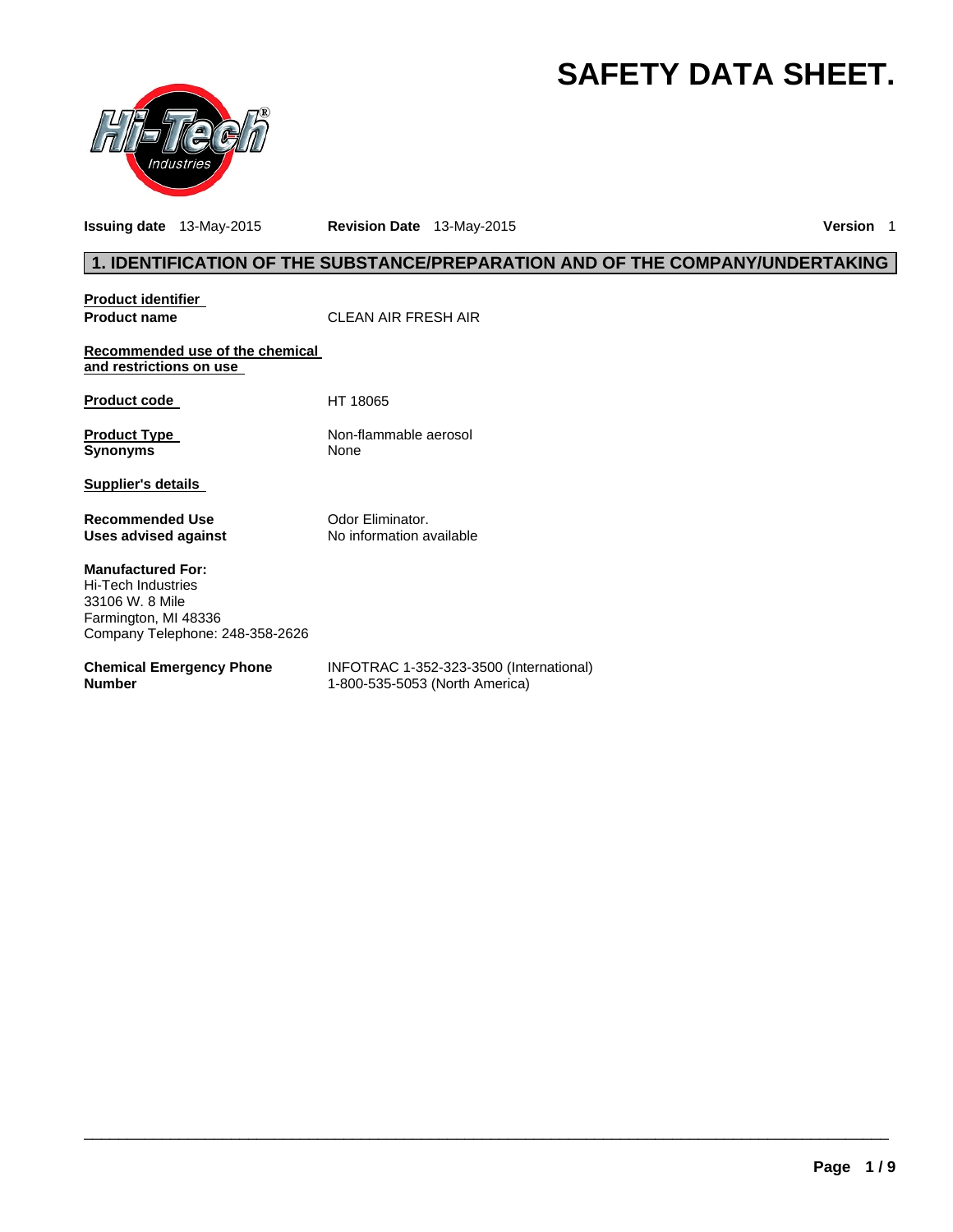# SAFETY DATA SHEET.

**Issuing date** 13-May-2015 **Revision Date** 13-May-2015 **Version** 1

## 1. IDENTIFICATION OF THE SUBSTANCE/PREPARATION AND OF THE COMPANY/UNDERTAKING

**Product identifier**

**Product name** CLEAN AIR FRESH AIR

**Recommended use of the chemical and restrictions on use**

**Product code** HT 18065

**Product Type** Non-flammable aerosol

**Synonyms** None

**Supplier's details**

**Recommended Use** Odor Eliminator.

**Uses advised against** No information available

**Manufactured For:**
Hi-Tech Industries
33106 W. 8 Mile
Farmington, MI 48336
Company Telephone: 248-358-2626

**Chemical Emergency Phone Number** INFOTRAC 1-352-323-3500 (International)
1-800-535-5053 (North America)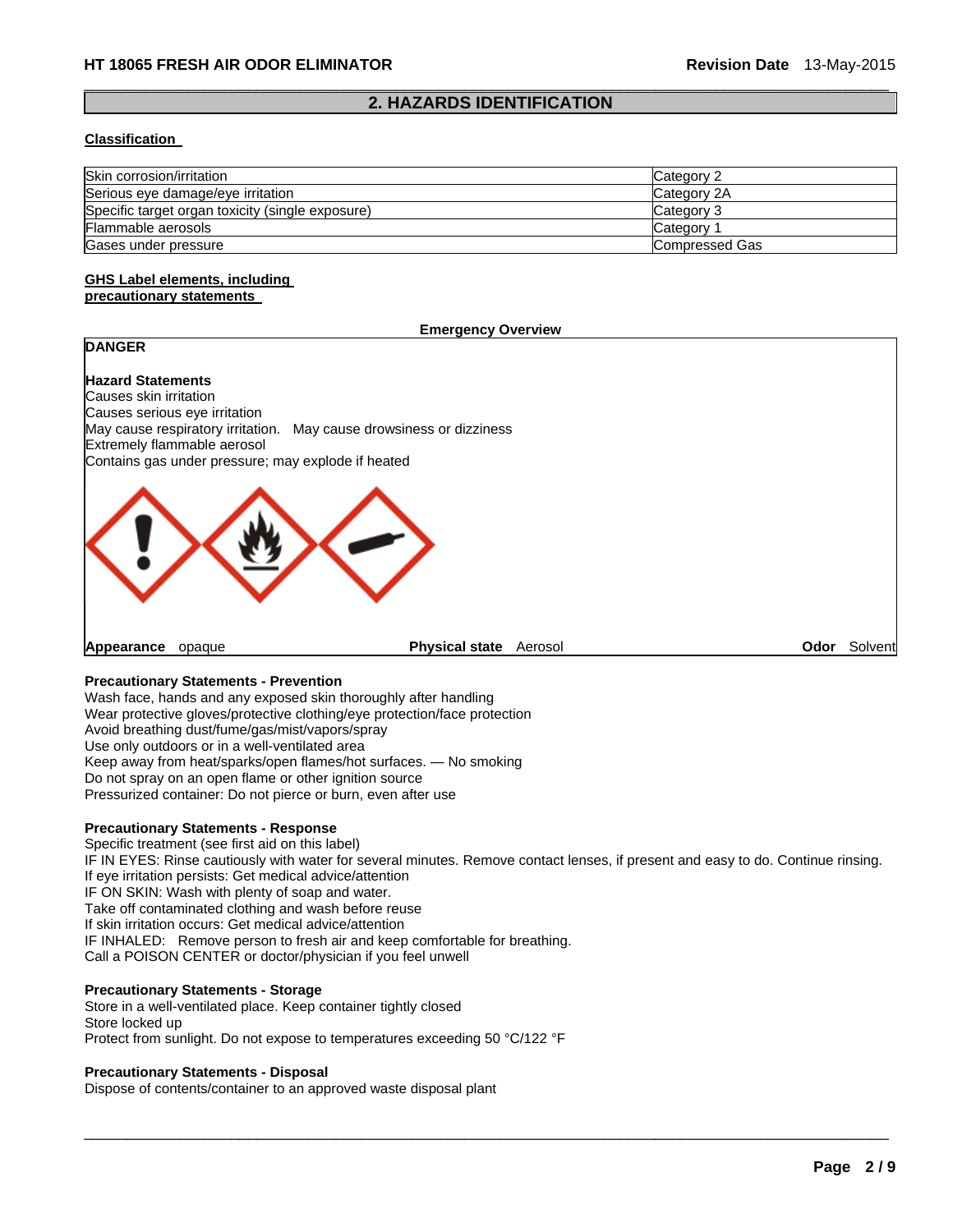## 2. HAZARDS IDENTIFICATION

**Classification**

| Skin corrosion/irritation | Category 2 |
|---|---|
| Serious eye damage/eye irritation | Category 2A |
| Specific target organ toxicity (single exposure) | Category 3 |
| Flammable aerosols | Category 1 |
| Gases under pressure | Compressed Gas |

**GHS Label elements, including precautionary statements**

**Emergency Overview**

**DANGER**

**Hazard Statements**
Causes skin irritation
Causes serious eye irritation
May cause respiratory irritation. May cause drowsiness or dizziness
Extremely flammable aerosol
Contains gas under pressure; may explode if heated

**Appearance** opaque **Physical state** Aerosol **Odor** Solvent

**Precautionary Statements - Prevention**
Wash face, hands and any exposed skin thoroughly after handling
Wear protective gloves/protective clothing/eye protection/face protection
Avoid breathing dust/fume/gas/mist/vapors/spray
Use only outdoors or in a well-ventilated area
Keep away from heat/sparks/open flames/hot surfaces. — No smoking
Do not spray on an open flame or other ignition source
Pressurized container: Do not pierce or burn, even after use

**Precautionary Statements - Response**
Specific treatment (see first aid on this label)
IF IN EYES: Rinse cautiously with water for several minutes. Remove contact lenses, if present and easy to do. Continue rinsing.
If eye irritation persists: Get medical advice/attention
IF ON SKIN: Wash with plenty of soap and water.
Take off contaminated clothing and wash before reuse
If skin irritation occurs: Get medical advice/attention
IF INHALED: Remove person to fresh air and keep comfortable for breathing.
Call a POISON CENTER or doctor/physician if you feel unwell

**Precautionary Statements - Storage**
Store in a well-ventilated place. Keep container tightly closed
Store locked up
Protect from sunlight. Do not expose to temperatures exceeding 50 °C/122 °F

**Precautionary Statements - Disposal**
Dispose of contents/container to an approved waste disposal plant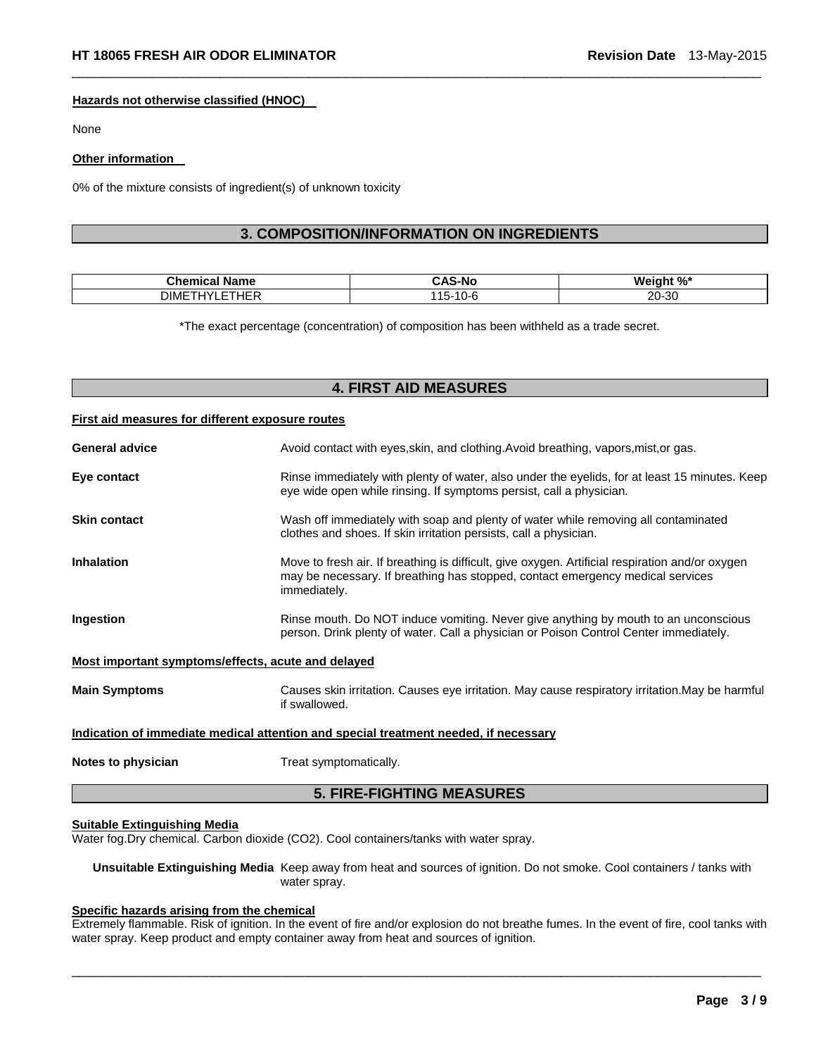#### Hazards not otherwise classified (HNOC)

None

#### Other information

0% of the mixture consists of ingredient(s) of unknown toxicity

## 3. COMPOSITION/INFORMATION ON INGREDIENTS

| Chemical Name | CAS-No | Weight %* |
|---|---|---|
| DIMETHYLETHER | 115-10-6 | 20-30 |

*The exact percentage (concentration) of composition has been withheld as a trade secret.

## 4. FIRST AID MEASURES

#### First aid measures for different exposure routes

**General advice** Avoid contact with eyes,skin, and clothing.Avoid breathing, vapors,mist,or gas.

**Eye contact** Rinse immediately with plenty of water, also under the eyelids, for at least 15 minutes. Keep eye wide open while rinsing. If symptoms persist, call a physician.

**Skin contact** Wash off immediately with soap and plenty of water while removing all contaminated clothes and shoes. If skin irritation persists, call a physician.

**Inhalation** Move to fresh air. If breathing is difficult, give oxygen. Artificial respiration and/or oxygen may be necessary. If breathing has stopped, contact emergency medical services immediately.

**Ingestion** Rinse mouth. Do NOT induce vomiting. Never give anything by mouth to an unconscious person. Drink plenty of water. Call a physician or Poison Control Center immediately.

#### Most important symptoms/effects, acute and delayed

**Main Symptoms** Causes skin irritation. Causes eye irritation. May cause respiratory irritation.May be harmful if swallowed.

#### Indication of immediate medical attention and special treatment needed, if necessary

**Notes to physician** Treat symptomatically.

## 5. FIRE-FIGHTING MEASURES

#### Suitable Extinguishing Media

Water fog.Dry chemical. Carbon dioxide ($CO_2$). Cool containers/tanks with water spray.

**Unsuitable Extinguishing Media** Keep away from heat and sources of ignition. Do not smoke. Cool containers / tanks with water spray.

#### Specific hazards arising from the chemical

Extremely flammable. Risk of ignition. In the event of fire and/or explosion do not breathe fumes. In the event of fire, cool tanks with water spray. Keep product and empty container away from heat and sources of ignition.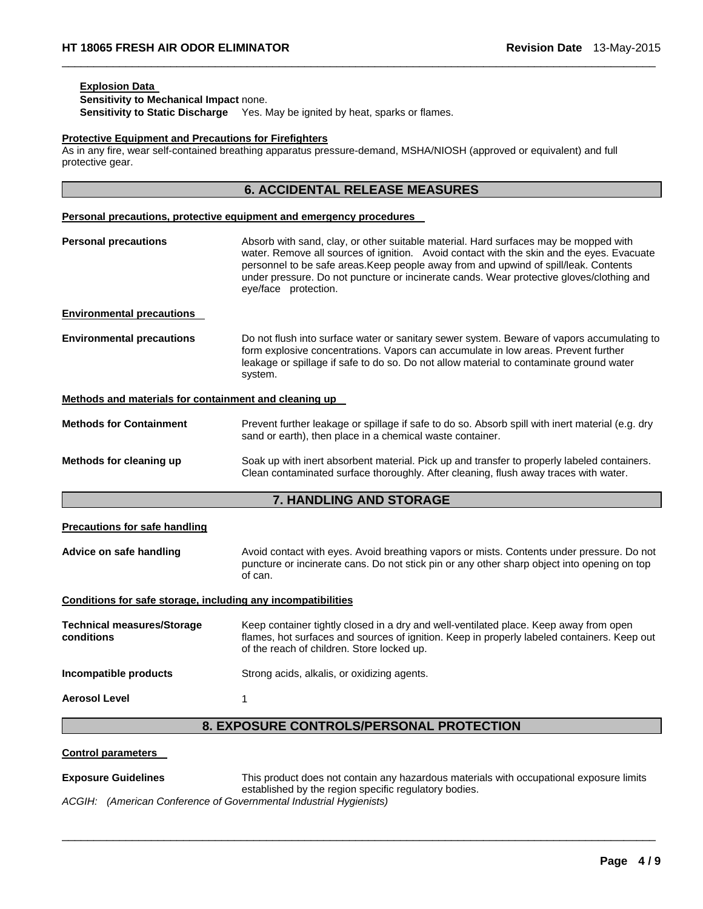**Explosion Data**

**Sensitivity to Mechanical Impact** none.

**Sensitivity to Static Discharge** Yes. May be ignited by heat, sparks or flames.

**Protective Equipment and Precautions for Firefighters**

As in any fire, wear self-contained breathing apparatus pressure-demand, MSHA/NIOSH (approved or equivalent) and full protective gear.

## 6. ACCIDENTAL RELEASE MEASURES

**Personal precautions, protective equipment and emergency procedures**

**Personal precautions** Absorb with sand, clay, or other suitable material. Hard surfaces may be mopped with water. Remove all sources of ignition. Avoid contact with the skin and the eyes. Evacuate personnel to be safe areas.Keep people away from and upwind of spill/leak. Contents under pressure. Do not puncture or incinerate cands. Wear protective gloves/clothing and eye/face protection.

**Environmental precautions**

**Environmental precautions** Do not flush into surface water or sanitary sewer system. Beware of vapors accumulating to form explosive concentrations. Vapors can accumulate in low areas. Prevent further leakage or spillage if safe to do so. Do not allow material to contaminate ground water system.

**Methods and materials for containment and cleaning up**

**Methods for Containment** Prevent further leakage or spillage if safe to do so. Absorb spill with inert material (e.g. dry sand or earth), then place in a chemical waste container.

**Methods for cleaning up** Soak up with inert absorbent material. Pick up and transfer to properly labeled containers. Clean contaminated surface thoroughly. After cleaning, flush away traces with water.

## 7. HANDLING AND STORAGE

**Precautions for safe handling**

**Advice on safe handling** Avoid contact with eyes. Avoid breathing vapors or mists. Contents under pressure. Do not puncture or incinerate cans. Do not stick pin or any other sharp object into opening on top of can.

**Conditions for safe storage, including any incompatibilities**

**Technical measures/Storage conditions** Keep container tightly closed in a dry and well-ventilated place. Keep away from open flames, hot surfaces and sources of ignition. Keep in properly labeled containers. Keep out of the reach of children. Store locked up.

**Incompatible products** Strong acids, alkalis, or oxidizing agents.

**Aerosol Level** 1

## 8. EXPOSURE CONTROLS/PERSONAL PROTECTION

**Control parameters**

**Exposure Guidelines** This product does not contain any hazardous materials with occupational exposure limits established by the region specific regulatory bodies.

*ACGIH: (American Conference of Governmental Industrial Hygienists)*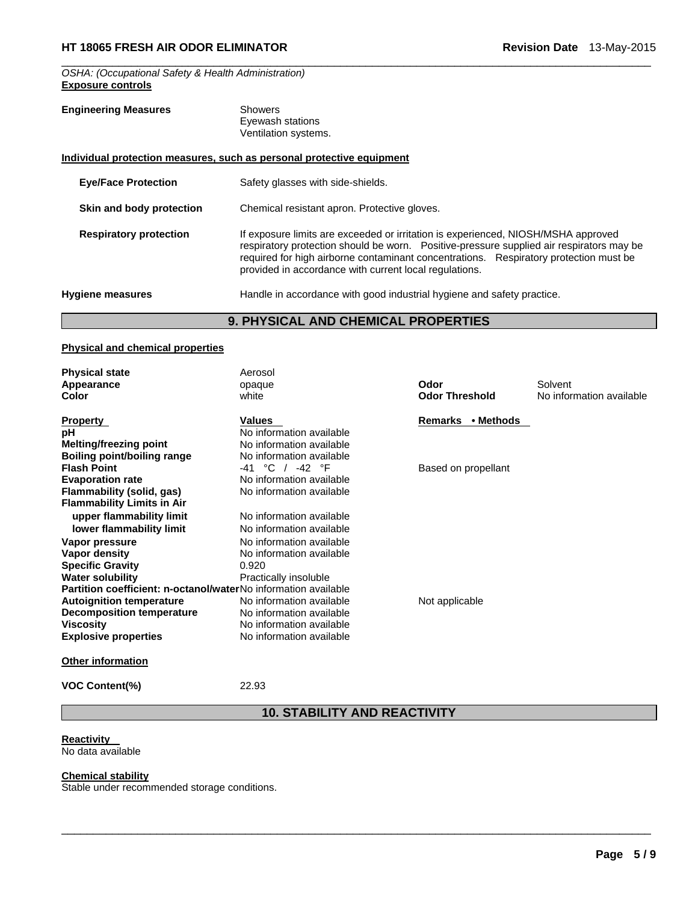*OSHA: (Occupational Safety & Health Administration)*

**Exposure controls**

**Engineering Measures**
Showers
Eyewash stations
Ventilation systems.

**Individual protection measures, such as personal protective equipment**

**Eye/Face Protection** Safety glasses with side-shields.

**Skin and body protection** Chemical resistant apron. Protective gloves.

**Respiratory protection** If exposure limits are exceeded or irritation is experienced, NIOSH/MSHA approved respiratory protection should be worn. Positive-pressure supplied air respirators may be required for high airborne contaminant concentrations. Respiratory protection must be provided in accordance with current local regulations.

**Hygiene measures** Handle in accordance with good industrial hygiene and safety practice.

## 9. PHYSICAL AND CHEMICAL PROPERTIES

**Physical and chemical properties**

| | | | |
|---|---|---|---|
| **Physical state** | Aerosol | | |
| **Appearance** | opaque | **Odor** | Solvent |
| **Color** | white | **Odor Threshold** | No information available |

| **Property** | **Values** | **Remarks • Methods** |
|---|---|---|
| **pH** | No information available | |
| **Melting/freezing point** | No information available | |
| **Boiling point/boiling range** | No information available | |
| **Flash Point** | -41 °C / -42 °F | Based on propellant |
| **Evaporation rate** | No information available | |
| **Flammability (solid, gas)** | No information available | |
| **Flammability Limits in Air** | | |
| **upper flammability limit** | No information available | |
| **lower flammability limit** | No information available | |
| **Vapor pressure** | No information available | |
| **Vapor density** | No information available | |
| **Specific Gravity** | 0.920 | |
| **Water solubility** | Practically insoluble | |
| **Partition coefficient: n-octanol/water** | No information available | |
| **Autoignition temperature** | No information available | Not applicable |
| **Decomposition temperature** | No information available | |
| **Viscosity** | No information available | |
| **Explosive properties** | No information available | |

**Other information**

**VOC Content(%)** 22.93

## 10. STABILITY AND REACTIVITY

**Reactivity**
No data available

**Chemical stability**
Stable under recommended storage conditions.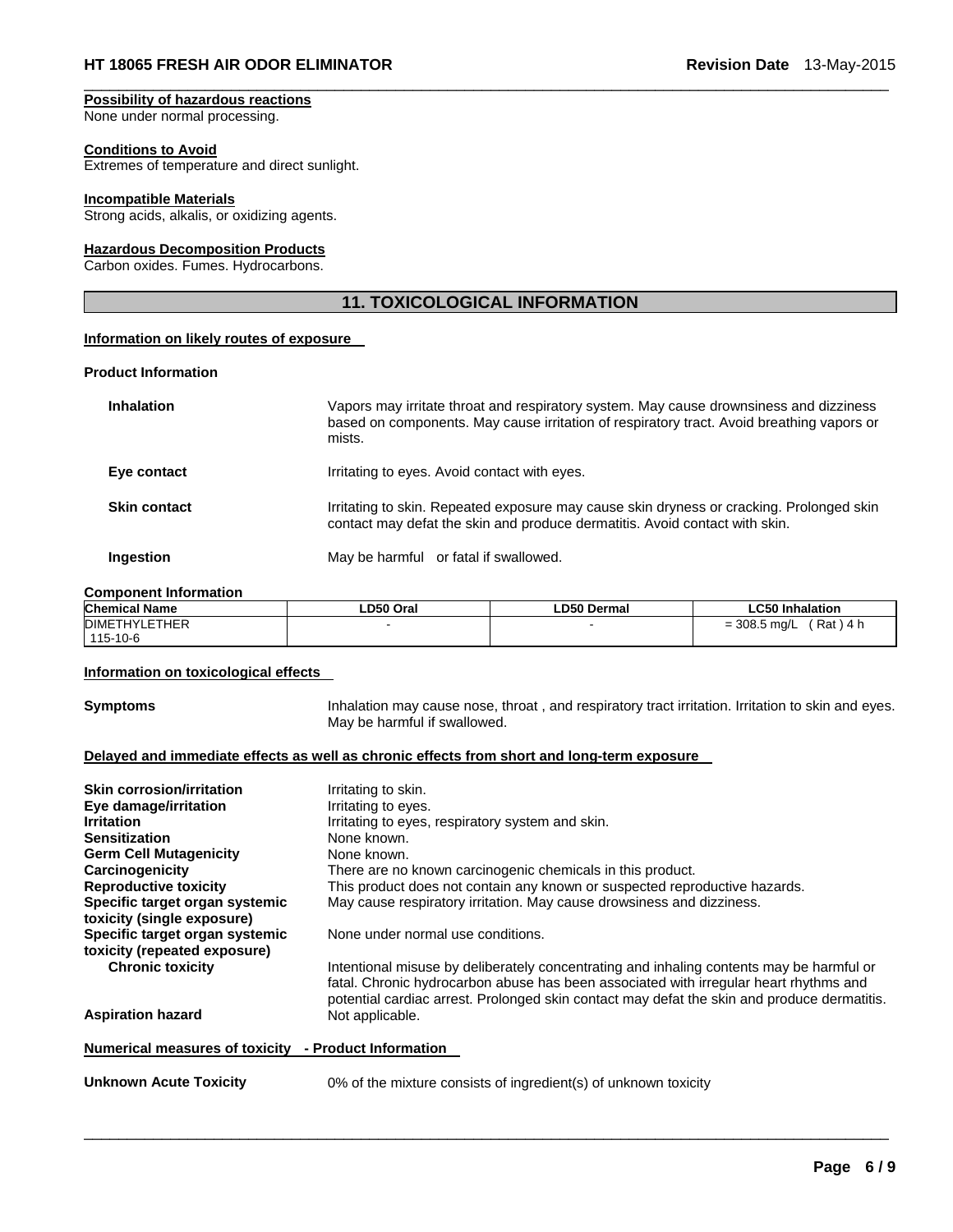**Possibility of hazardous reactions**
None under normal processing.

**Conditions to Avoid**
Extremes of temperature and direct sunlight.

**Incompatible Materials**
Strong acids, alkalis, or oxidizing agents.

**Hazardous Decomposition Products**
Carbon oxides. Fumes. Hydrocarbons.

## 11. TOXICOLOGICAL INFORMATION

**Information on likely routes of exposure**

**Product Information**

**Inhalation** Vapors may irritate throat and respiratory system. May cause drownsiness and dizziness based on components. May cause irritation of respiratory tract. Avoid breathing vapors or mists.

**Eye contact** Irritating to eyes. Avoid contact with eyes.

**Skin contact** Irritating to skin. Repeated exposure may cause skin dryness or cracking. Prolonged skin contact may defat the skin and produce dermatitis. Avoid contact with skin.

**Ingestion** May be harmful or fatal if swallowed.

**Component Information**

| Chemical Name | LD50 Oral | LD50 Dermal | LC50 Inhalation |
|---|---|---|---|
| DIMETHYLETHER 115-10-6 | - | - | = 308.5 mg/L ( Rat ) 4 h |

**Information on toxicological effects**

**Symptoms** Inhalation may cause nose, throat , and respiratory tract irritation. Irritation to skin and eyes. May be harmful if swallowed.

**Delayed and immediate effects as well as chronic effects from short and long-term exposure**

**Skin corrosion/irritation** Irritating to skin.
**Eye damage/irritation** Irritating to eyes.
**Irritation** Irritating to eyes, respiratory system and skin.
**Sensitization** None known.
**Germ Cell Mutagenicity** None known.
**Carcinogenicity** There are no known carcinogenic chemicals in this product.
**Reproductive toxicity** This product does not contain any known or suspected reproductive hazards.
**Specific target organ systemic toxicity (single exposure)** May cause respiratory irritation. May cause drowsiness and dizziness.
**Specific target organ systemic toxicity (repeated exposure)** None under normal use conditions.
**Chronic toxicity** Intentional misuse by deliberately concentrating and inhaling contents may be harmful or fatal. Chronic hydrocarbon abuse has been associated with irregular heart rhythms and potential cardiac arrest. Prolonged skin contact may defat the skin and produce dermatitis.
**Aspiration hazard** Not applicable.

**Numerical measures of toxicity - Product Information**

**Unknown Acute Toxicity** 0% of the mixture consists of ingredient(s) of unknown toxicity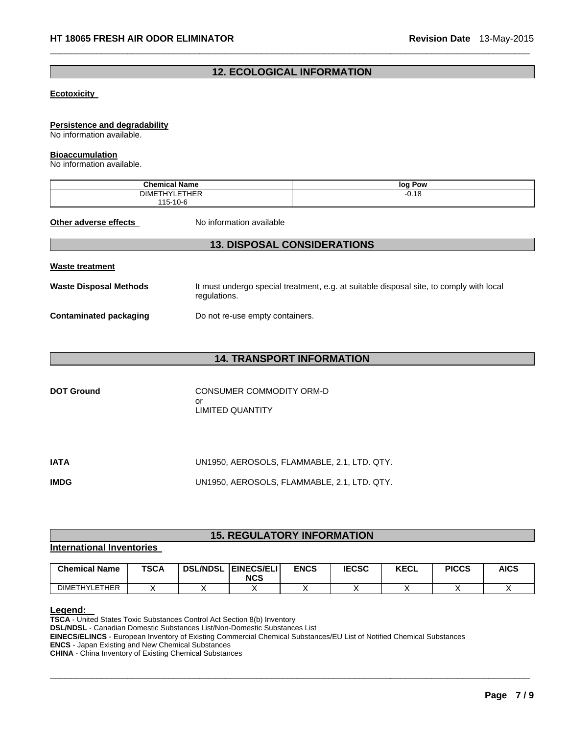## 12. ECOLOGICAL INFORMATION

**Ecotoxicity**

**Persistence and degradability**
No information available.

**Bioaccumulation**
No information available.

| Chemical Name | log Pow |
|---|---|
| DIMETHYLETHER<br>115-10-6 | -0.18 |

**Other adverse effects** No information available

## 13. DISPOSAL CONSIDERATIONS

**Waste treatment**

**Waste Disposal Methods** It must undergo special treatment, e.g. at suitable disposal site, to comply with local regulations.

**Contaminated packaging** Do not re-use empty containers.

## 14. TRANSPORT INFORMATION

**DOT Ground** CONSUMER COMMODITY ORM-D
or
LIMITED QUANTITY

**IATA** UN1950, AEROSOLS, FLAMMABLE, 2.1, LTD. QTY.

**IMDG** UN1950, AEROSOLS, FLAMMABLE, 2.1, LTD. QTY.

## 15. REGULATORY INFORMATION

**International Inventories**

| Chemical Name | TSCA | DSL/NDSL | EINECS/ELINCS | ENCS | IECSC | KECL | PICCS | AICS |
|---|---|---|---|---|---|---|---|---|
| DIMETHYLETHER | X | X | X | X | X | X | X | X |

**Legend:**
**TSCA** - United States Toxic Substances Control Act Section 8(b) Inventory
**DSL/NDSL** - Canadian Domestic Substances List/Non-Domestic Substances List
**EINECS/ELINCS** - European Inventory of Existing Commercial Chemical Substances/EU List of Notified Chemical Substances
**ENCS** - Japan Existing and New Chemical Substances
**CHINA** - China Inventory of Existing Chemical Substances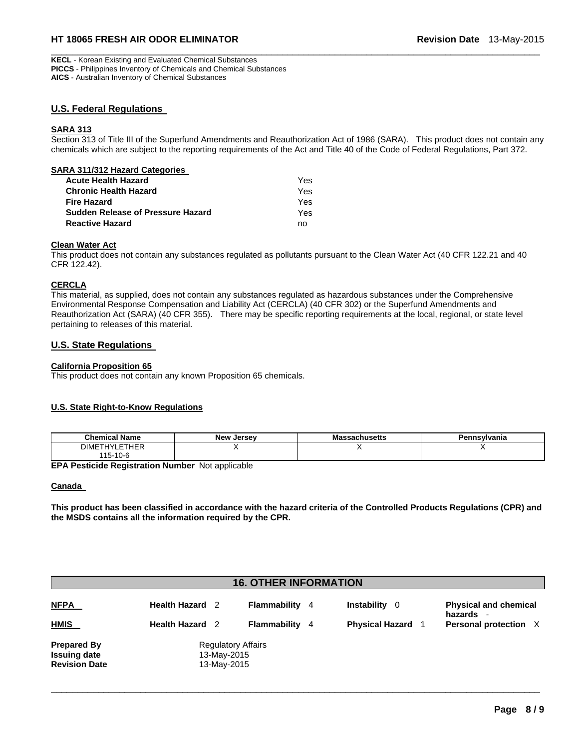**KECL** - Korean Existing and Evaluated Chemical Substances
**PICCS** - Philippines Inventory of Chemicals and Chemical Substances
**AICS** - Australian Inventory of Chemical Substances

## U.S. Federal Regulations

### SARA 313

Section 313 of Title III of the Superfund Amendments and Reauthorization Act of 1986 (SARA). This product does not contain any chemicals which are subject to the reporting requirements of the Act and Title 40 of the Code of Federal Regulations, Part 372.

### SARA 311/312 Hazard Categories

| | |
|---|---|
| **Acute Health Hazard** | Yes |
| **Chronic Health Hazard** | Yes |
| **Fire Hazard** | Yes |
| **Sudden Release of Pressure Hazard** | Yes |
| **Reactive Hazard** | no |

### Clean Water Act

This product does not contain any substances regulated as pollutants pursuant to the Clean Water Act (40 CFR 122.21 and 40 CFR 122.42).

### CERCLA

This material, as supplied, does not contain any substances regulated as hazardous substances under the Comprehensive Environmental Response Compensation and Liability Act (CERCLA) (40 CFR 302) or the Superfund Amendments and Reauthorization Act (SARA) (40 CFR 355). There may be specific reporting requirements at the local, regional, or state level pertaining to releases of this material.

## U.S. State Regulations

### California Proposition 65

This product does not contain any known Proposition 65 chemicals.

### U.S. State Right-to-Know Regulations

| Chemical Name | New Jersey | Massachusetts | Pennsylvania |
|---|---|---|---|
| DIMETHYLETHER 115-10-6 | X | X | X |

**EPA Pesticide Registration Number** Not applicable

### Canada

**This product has been classified in accordance with the hazard criteria of the Controlled Products Regulations (CPR) and the MSDS contains all the information required by the CPR.**

## 16. OTHER INFORMATION

| | | | | |
|---|---|---|---|---|
| **NFPA** | **Health Hazard** 2 | **Flammability** 4 | **Instability** 0 | **Physical and chemical hazards** - |
| **HMIS** | **Health Hazard** 2 | **Flammability** 4 | **Physical Hazard** 1 | **Personal protection** X |

**Prepared By** Regulatory Affairs
**Issuing date** 13-May-2015
**Revision Date** 13-May-2015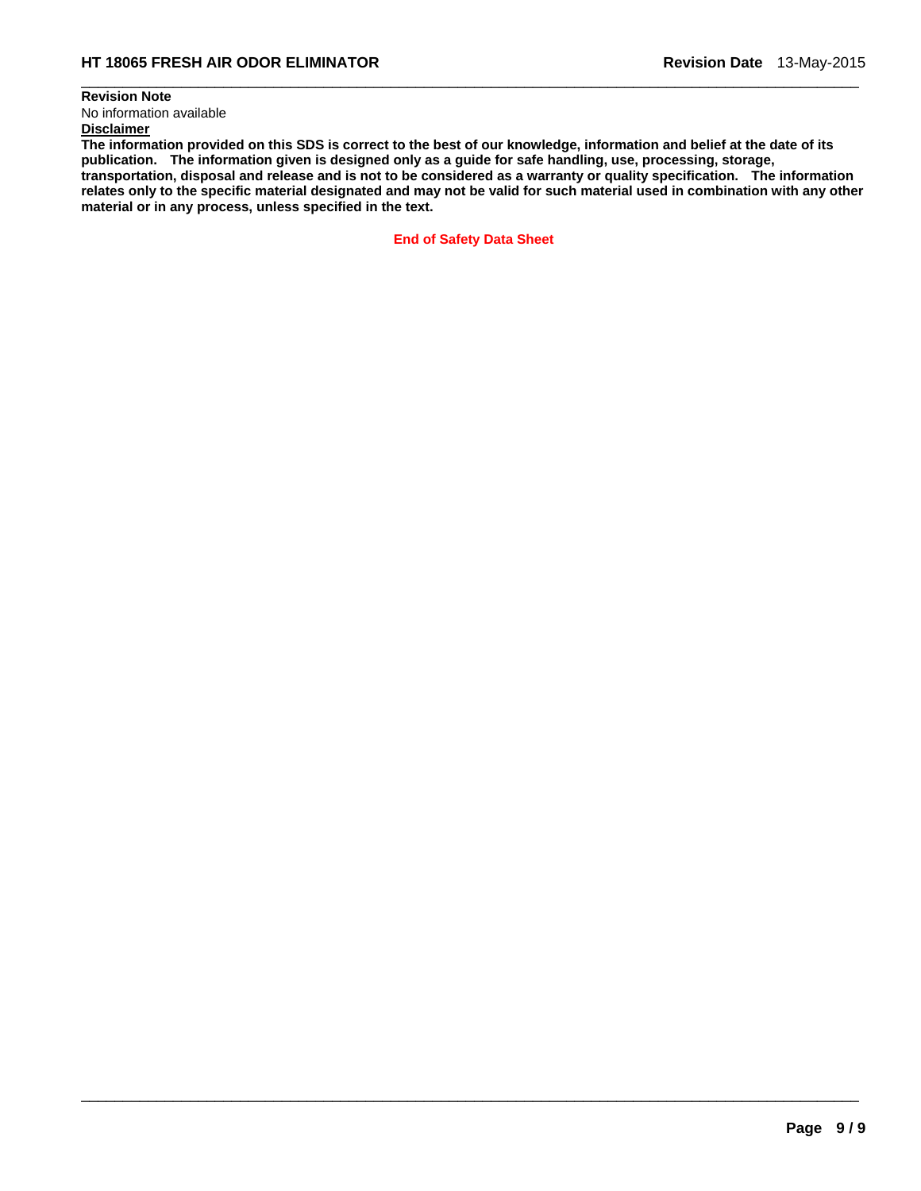**Revision Note**

No information available

**Disclaimer**

**The information provided on this SDS is correct to the best of our knowledge, information and belief at the date of its publication. The information given is designed only as a guide for safe handling, use, processing, storage, transportation, disposal and release and is not to be considered as a warranty or quality specification. The information relates only to the specific material designated and may not be valid for such material used in combination with any other material or in any process, unless specified in the text.**

**End of Safety Data Sheet**